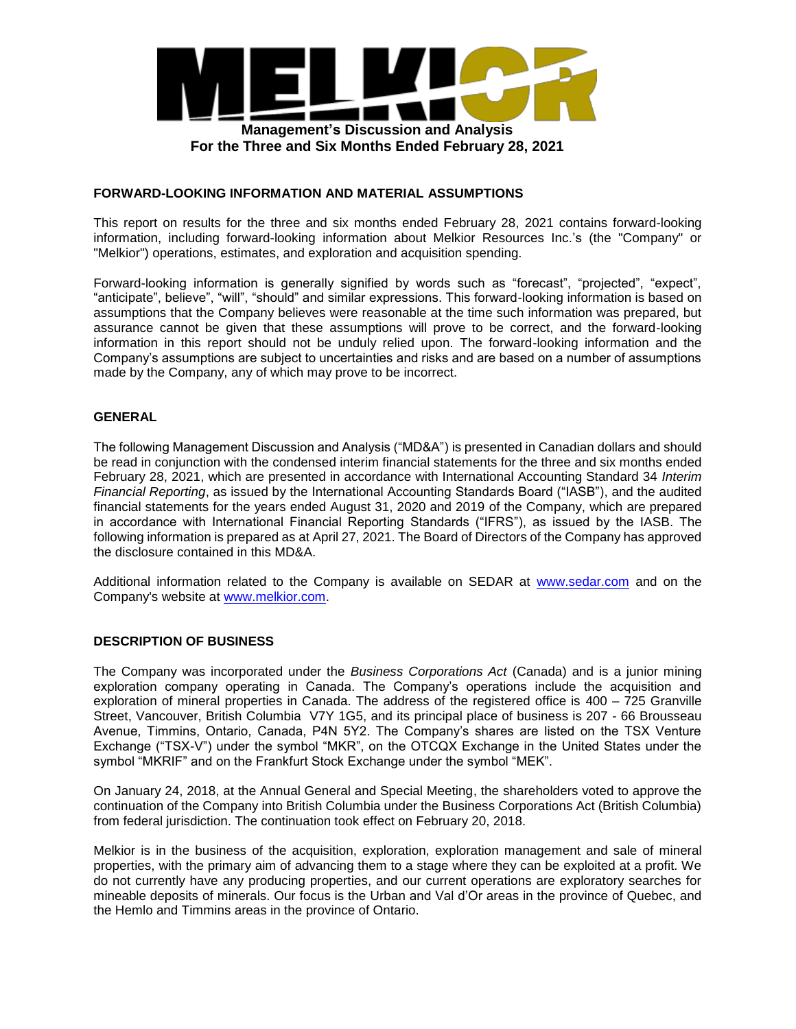# Management's Discussion and Analysis
## For the Three and Six Months Ended February 28, 2021

### FORWARD-LOOKING INFORMATION AND MATERIAL ASSUMPTIONS

This report on results for the three and six months ended February 28, 2021 contains forward-looking information, including forward-looking information about Melkior Resources Inc.'s (the "Company" or "Melkior") operations, estimates, and exploration and acquisition spending.

Forward-looking information is generally signified by words such as "forecast", "projected", "expect", "anticipate", believe", "will", "should" and similar expressions. This forward-looking information is based on assumptions that the Company believes were reasonable at the time such information was prepared, but assurance cannot be given that these assumptions will prove to be correct, and the forward-looking information in this report should not be unduly relied upon. The forward-looking information and the Company's assumptions are subject to uncertainties and risks and are based on a number of assumptions made by the Company, any of which may prove to be incorrect.

### GENERAL

The following Management Discussion and Analysis ("MD&A") is presented in Canadian dollars and should be read in conjunction with the condensed interim financial statements for the three and six months ended February 28, 2021, which are presented in accordance with International Accounting Standard 34 *Interim Financial Reporting*, as issued by the International Accounting Standards Board ("IASB"), and the audited financial statements for the years ended August 31, 2020 and 2019 of the Company, which are prepared in accordance with International Financial Reporting Standards ("IFRS"), as issued by the IASB. The following information is prepared as at April 27, 2021. The Board of Directors of the Company has approved the disclosure contained in this MD&A.

Additional information related to the Company is available on SEDAR at www.sedar.com and on the Company's website at www.melkior.com.

### DESCRIPTION OF BUSINESS

The Company was incorporated under the *Business Corporations Act* (Canada) and is a junior mining exploration company operating in Canada. The Company's operations include the acquisition and exploration of mineral properties in Canada. The address of the registered office is 400 – 725 Granville Street, Vancouver, British Columbia V7Y 1G5, and its principal place of business is 207 - 66 Brousseau Avenue, Timmins, Ontario, Canada, P4N 5Y2. The Company's shares are listed on the TSX Venture Exchange ("TSX-V") under the symbol "MKR", on the OTCQX Exchange in the United States under the symbol "MKRIF" and on the Frankfurt Stock Exchange under the symbol "MEK".

On January 24, 2018, at the Annual General and Special Meeting, the shareholders voted to approve the continuation of the Company into British Columbia under the Business Corporations Act (British Columbia) from federal jurisdiction. The continuation took effect on February 20, 2018.

Melkior is in the business of the acquisition, exploration, exploration management and sale of mineral properties, with the primary aim of advancing them to a stage where they can be exploited at a profit. We do not currently have any producing properties, and our current operations are exploratory searches for mineable deposits of minerals. Our focus is the Urban and Val d'Or areas in the province of Quebec, and the Hemlo and Timmins areas in the province of Ontario.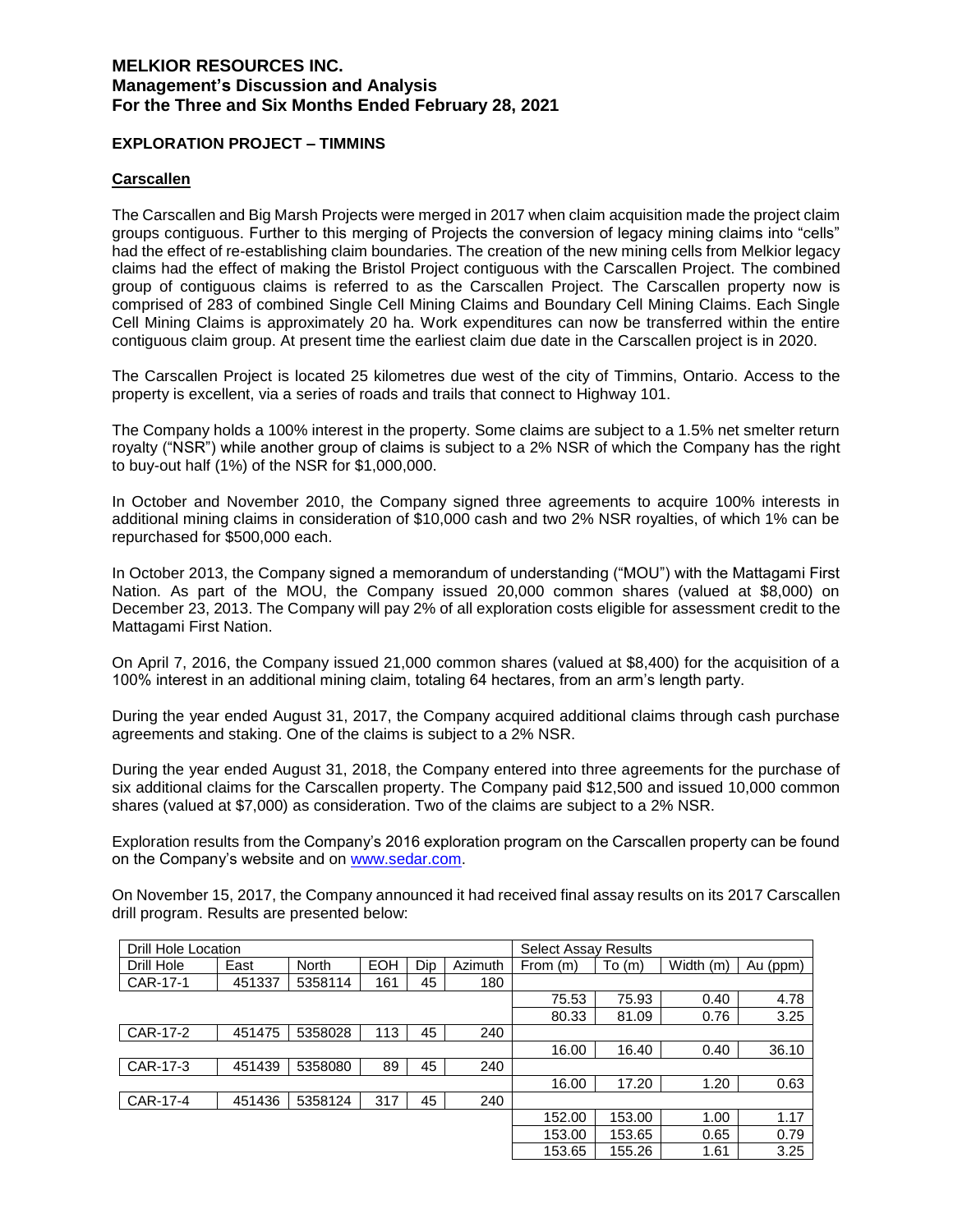# MELKIOR RESOURCES INC.
## Management's Discussion and Analysis
## For the Three and Six Months Ended February 28, 2021

### EXPLORATION PROJECT – TIMMINS

#### Carscallen

The Carscallen and Big Marsh Projects were merged in 2017 when claim acquisition made the project claim groups contiguous. Further to this merging of Projects the conversion of legacy mining claims into "cells" had the effect of re-establishing claim boundaries. The creation of the new mining cells from Melkior legacy claims had the effect of making the Bristol Project contiguous with the Carscallen Project. The combined group of contiguous claims is referred to as the Carscallen Project. The Carscallen property now is comprised of 283 of combined Single Cell Mining Claims and Boundary Cell Mining Claims. Each Single Cell Mining Claims is approximately 20 ha. Work expenditures can now be transferred within the entire contiguous claim group. At present time the earliest claim due date in the Carscallen project is in 2020.

The Carscallen Project is located 25 kilometres due west of the city of Timmins, Ontario. Access to the property is excellent, via a series of roads and trails that connect to Highway 101.

The Company holds a 100% interest in the property. Some claims are subject to a 1.5% net smelter return royalty ("NSR") while another group of claims is subject to a 2% NSR of which the Company has the right to buy-out half (1%) of the NSR for $1,000,000.

In October and November 2010, the Company signed three agreements to acquire 100% interests in additional mining claims in consideration of $10,000 cash and two 2% NSR royalties, of which 1% can be repurchased for $500,000 each.

In October 2013, the Company signed a memorandum of understanding ("MOU") with the Mattagami First Nation. As part of the MOU, the Company issued 20,000 common shares (valued at $8,000) on December 23, 2013. The Company will pay 2% of all exploration costs eligible for assessment credit to the Mattagami First Nation.

On April 7, 2016, the Company issued 21,000 common shares (valued at $8,400) for the acquisition of a 100% interest in an additional mining claim, totaling 64 hectares, from an arm's length party.

During the year ended August 31, 2017, the Company acquired additional claims through cash purchase agreements and staking. One of the claims is subject to a 2% NSR.

During the year ended August 31, 2018, the Company entered into three agreements for the purchase of six additional claims for the Carscallen property. The Company paid $12,500 and issued 10,000 common shares (valued at $7,000) as consideration. Two of the claims are subject to a 2% NSR.

Exploration results from the Company's 2016 exploration program on the Carscallen property can be found on the Company's website and on www.sedar.com.

On November 15, 2017, the Company announced it had received final assay results on its 2017 Carscallen drill program. Results are presented below:

| Drill Hole Location | | | | | | Select Assay Results | | | |
|---|---|---|---|---|---|---|---|---|---|
| Drill Hole | East | North | EOH | Dip | Azimuth | From (m) | To (m) | Width (m) | Au (ppm) |
| CAR-17-1 | 451337 | 5358114 | 161 | 45 | 180 | | | | |
| | | | | | | 75.53 | 75.93 | 0.40 | 4.78 |
| | | | | | | 80.33 | 81.09 | 0.76 | 3.25 |
| CAR-17-2 | 451475 | 5358028 | 113 | 45 | 240 | | | | |
| | | | | | | 16.00 | 16.40 | 0.40 | 36.10 |
| CAR-17-3 | 451439 | 5358080 | 89 | 45 | 240 | | | | |
| | | | | | | 16.00 | 17.20 | 1.20 | 0.63 |
| CAR-17-4 | 451436 | 5358124 | 317 | 45 | 240 | | | | |
| | | | | | | 152.00 | 153.00 | 1.00 | 1.17 |
| | | | | | | 153.00 | 153.65 | 0.65 | 0.79 |
| | | | | | | 153.65 | 155.26 | 1.61 | 3.25 |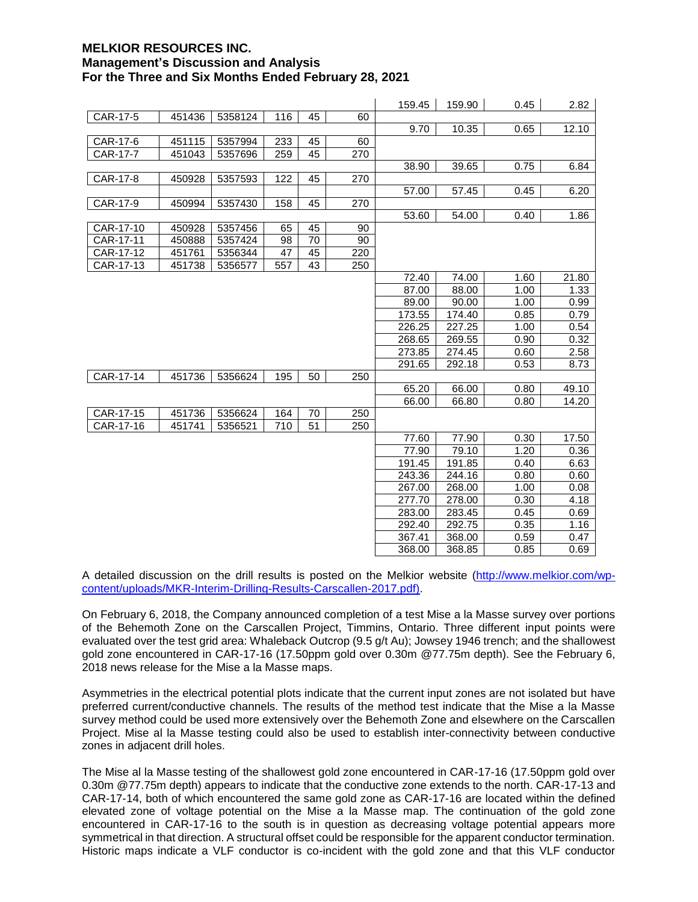| | | | | | | | | | |
|---|---|---|---|---|---|---|---|---|---|
| | | | | | | 159.45 | 159.90 | 0.45 | 2.82 |
| CAR-17-5 | 451436 | 5358124 | 116 | 45 | 60 | | | | |
| | | | | | | 9.70 | 10.35 | 0.65 | 12.10 |
| CAR-17-6 | 451115 | 5357994 | 233 | 45 | 60 | | | | |
| CAR-17-7 | 451043 | 5357696 | 259 | 45 | 270 | | | | |
| | | | | | | 38.90 | 39.65 | 0.75 | 6.84 |
| CAR-17-8 | 450928 | 5357593 | 122 | 45 | 270 | | | | |
| | | | | | | 57.00 | 57.45 | 0.45 | 6.20 |
| CAR-17-9 | 450994 | 5357430 | 158 | 45 | 270 | | | | |
| | | | | | | 53.60 | 54.00 | 0.40 | 1.86 |
| CAR-17-10 | 450928 | 5357456 | 65 | 45 | 90 | | | | |
| CAR-17-11 | 450888 | 5357424 | 98 | 70 | 90 | | | | |
| CAR-17-12 | 451761 | 5356344 | 47 | 45 | 220 | | | | |
| CAR-17-13 | 451738 | 5356577 | 557 | 43 | 250 | | | | |
| | | | | | | 72.40 | 74.00 | 1.60 | 21.80 |
| | | | | | | 87.00 | 88.00 | 1.00 | 1.33 |
| | | | | | | 89.00 | 90.00 | 1.00 | 0.99 |
| | | | | | | 173.55 | 174.40 | 0.85 | 0.79 |
| | | | | | | 226.25 | 227.25 | 1.00 | 0.54 |
| | | | | | | 268.65 | 269.55 | 0.90 | 0.32 |
| | | | | | | 273.85 | 274.45 | 0.60 | 2.58 |
| | | | | | | 291.65 | 292.18 | 0.53 | 8.73 |
| CAR-17-14 | 451736 | 5356624 | 195 | 50 | 250 | | | | |
| | | | | | | 65.20 | 66.00 | 0.80 | 49.10 |
| | | | | | | 66.00 | 66.80 | 0.80 | 14.20 |
| CAR-17-15 | 451736 | 5356624 | 164 | 70 | 250 | | | | |
| CAR-17-16 | 451741 | 5356521 | 710 | 51 | 250 | | | | |
| | | | | | | 77.60 | 77.90 | 0.30 | 17.50 |
| | | | | | | 77.90 | 79.10 | 1.20 | 0.36 |
| | | | | | | 191.45 | 191.85 | 0.40 | 6.63 |
| | | | | | | 243.36 | 244.16 | 0.80 | 0.60 |
| | | | | | | 267.00 | 268.00 | 1.00 | 0.08 |
| | | | | | | 277.70 | 278.00 | 0.30 | 4.18 |
| | | | | | | 283.00 | 283.45 | 0.45 | 0.69 |
| | | | | | | 292.40 | 292.75 | 0.35 | 1.16 |
| | | | | | | 367.41 | 368.00 | 0.59 | 0.47 |
| | | | | | | 368.00 | 368.85 | 0.85 | 0.69 |

A detailed discussion on the drill results is posted on the Melkior website (http://www.melkior.com/wp-content/uploads/MKR-Interim-Drilling-Results-Carscallen-2017.pdf).

On February 6, 2018, the Company announced completion of a test Mise a la Masse survey over portions of the Behemoth Zone on the Carscallen Project, Timmins, Ontario. Three different input points were evaluated over the test grid area: Whaleback Outcrop (9.5 g/t Au); Jowsey 1946 trench; and the shallowest gold zone encountered in CAR-17-16 (17.50ppm gold over 0.30m @77.75m depth). See the February 6, 2018 news release for the Mise a la Masse maps.

Asymmetries in the electrical potential plots indicate that the current input zones are not isolated but have preferred current/conductive channels. The results of the method test indicate that the Mise a la Masse survey method could be used more extensively over the Behemoth Zone and elsewhere on the Carscallen Project. Mise al la Masse testing could also be used to establish inter-connectivity between conductive zones in adjacent drill holes.

The Mise al la Masse testing of the shallowest gold zone encountered in CAR-17-16 (17.50ppm gold over 0.30m @77.75m depth) appears to indicate that the conductive zone extends to the north. CAR-17-13 and CAR-17-14, both of which encountered the same gold zone as CAR-17-16 are located within the defined elevated zone of voltage potential on the Mise a la Masse map. The continuation of the gold zone encountered in CAR-17-16 to the south is in question as decreasing voltage potential appears more symmetrical in that direction. A structural offset could be responsible for the apparent conductor termination. Historic maps indicate a VLF conductor is co-incident with the gold zone and that this VLF conductor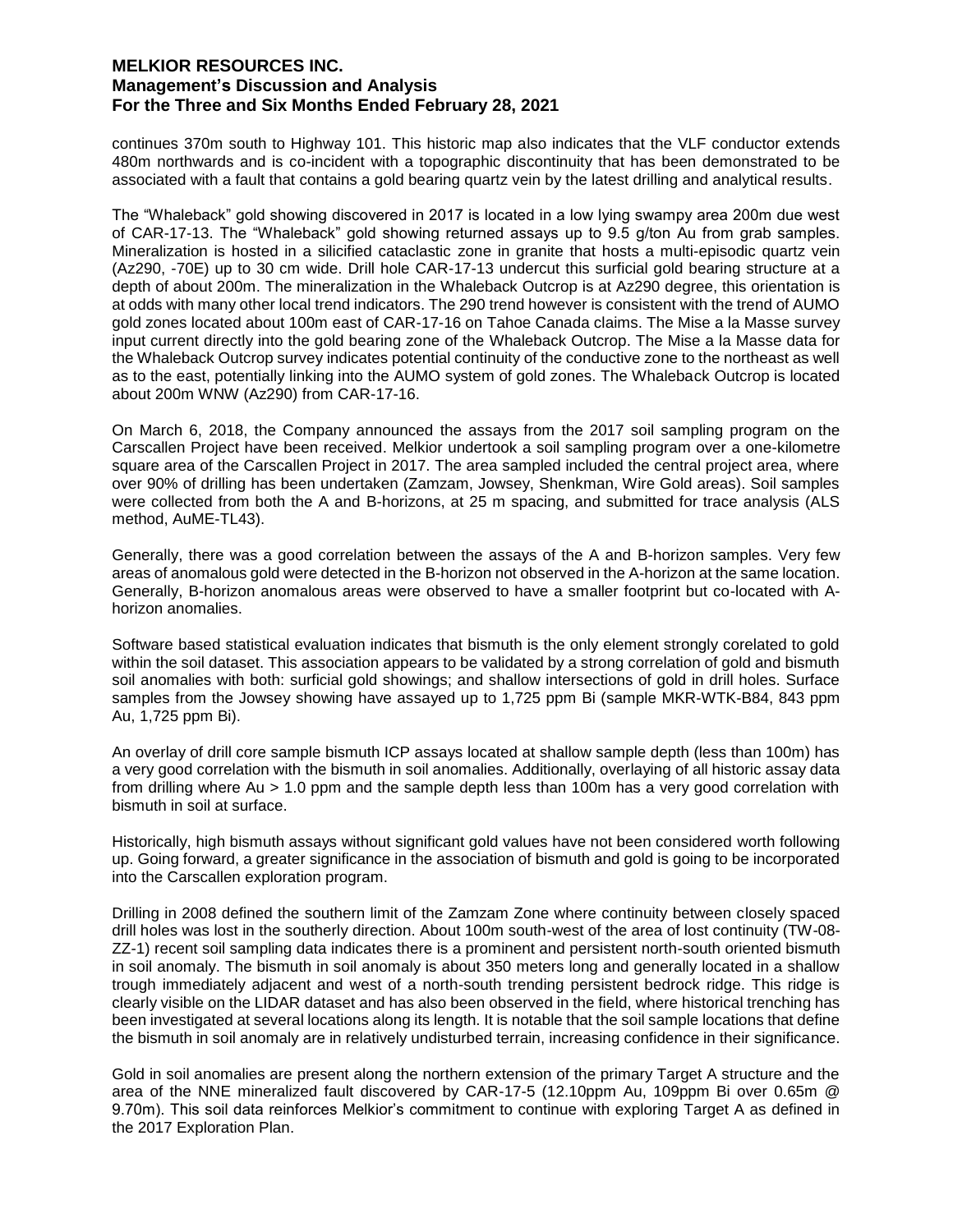continues 370m south to Highway 101. This historic map also indicates that the VLF conductor extends 480m northwards and is co-incident with a topographic discontinuity that has been demonstrated to be associated with a fault that contains a gold bearing quartz vein by the latest drilling and analytical results.

The "Whaleback" gold showing discovered in 2017 is located in a low lying swampy area 200m due west of CAR-17-13. The "Whaleback" gold showing returned assays up to 9.5 g/ton Au from grab samples. Mineralization is hosted in a silicified cataclastic zone in granite that hosts a multi-episodic quartz vein (Az290, -70E) up to 30 cm wide. Drill hole CAR-17-13 undercut this surficial gold bearing structure at a depth of about 200m. The mineralization in the Whaleback Outcrop is at Az290 degree, this orientation is at odds with many other local trend indicators. The 290 trend however is consistent with the trend of AUMO gold zones located about 100m east of CAR-17-16 on Tahoe Canada claims. The Mise a la Masse survey input current directly into the gold bearing zone of the Whaleback Outcrop. The Mise a la Masse data for the Whaleback Outcrop survey indicates potential continuity of the conductive zone to the northeast as well as to the east, potentially linking into the AUMO system of gold zones. The Whaleback Outcrop is located about 200m WNW (Az290) from CAR-17-16.

On March 6, 2018, the Company announced the assays from the 2017 soil sampling program on the Carscallen Project have been received. Melkior undertook a soil sampling program over a one-kilometre square area of the Carscallen Project in 2017. The area sampled included the central project area, where over 90% of drilling has been undertaken (Zamzam, Jowsey, Shenkman, Wire Gold areas). Soil samples were collected from both the A and B-horizons, at 25 m spacing, and submitted for trace analysis (ALS method, AuME-TL43).

Generally, there was a good correlation between the assays of the A and B-horizon samples. Very few areas of anomalous gold were detected in the B-horizon not observed in the A-horizon at the same location. Generally, B-horizon anomalous areas were observed to have a smaller footprint but co-located with A-horizon anomalies.

Software based statistical evaluation indicates that bismuth is the only element strongly corelated to gold within the soil dataset. This association appears to be validated by a strong correlation of gold and bismuth soil anomalies with both: surficial gold showings; and shallow intersections of gold in drill holes. Surface samples from the Jowsey showing have assayed up to 1,725 ppm Bi (sample MKR-WTK-B84, 843 ppm Au, 1,725 ppm Bi).

An overlay of drill core sample bismuth ICP assays located at shallow sample depth (less than 100m) has a very good correlation with the bismuth in soil anomalies. Additionally, overlaying of all historic assay data from drilling where Au > 1.0 ppm and the sample depth less than 100m has a very good correlation with bismuth in soil at surface.

Historically, high bismuth assays without significant gold values have not been considered worth following up. Going forward, a greater significance in the association of bismuth and gold is going to be incorporated into the Carscallen exploration program.

Drilling in 2008 defined the southern limit of the Zamzam Zone where continuity between closely spaced drill holes was lost in the southerly direction. About 100m south-west of the area of lost continuity (TW-08-ZZ-1) recent soil sampling data indicates there is a prominent and persistent north-south oriented bismuth in soil anomaly. The bismuth in soil anomaly is about 350 meters long and generally located in a shallow trough immediately adjacent and west of a north-south trending persistent bedrock ridge. This ridge is clearly visible on the LIDAR dataset and has also been observed in the field, where historical trenching has been investigated at several locations along its length. It is notable that the soil sample locations that define the bismuth in soil anomaly are in relatively undisturbed terrain, increasing confidence in their significance.

Gold in soil anomalies are present along the northern extension of the primary Target A structure and the area of the NNE mineralized fault discovered by CAR-17-5 (12.10ppm Au, 109ppm Bi over 0.65m @ 9.70m). This soil data reinforces Melkior's commitment to continue with exploring Target A as defined in the 2017 Exploration Plan.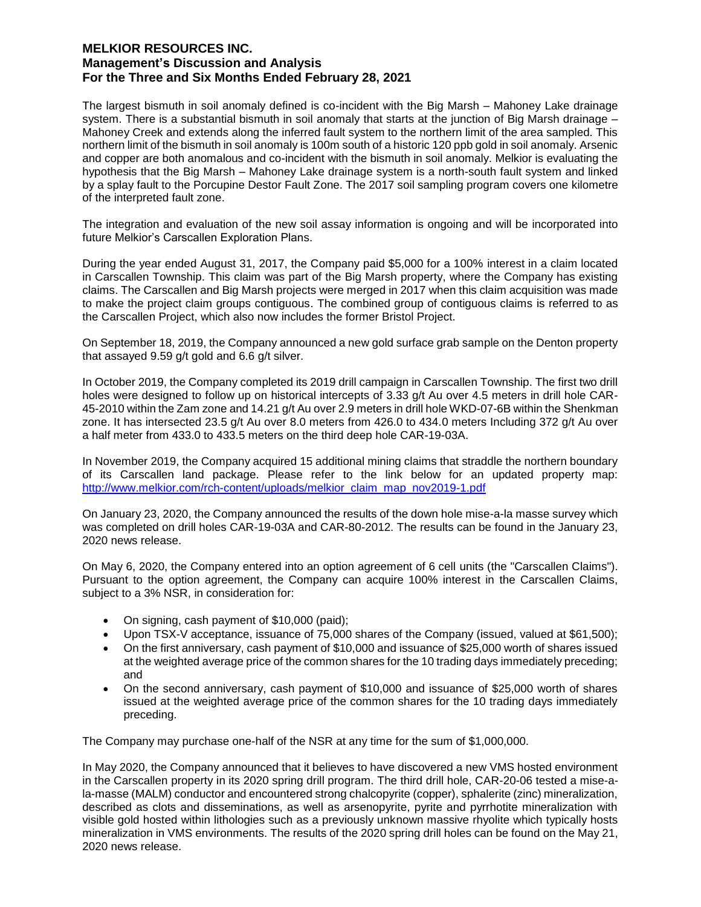The largest bismuth in soil anomaly defined is co-incident with the Big Marsh – Mahoney Lake drainage system. There is a substantial bismuth in soil anomaly that starts at the junction of Big Marsh drainage – Mahoney Creek and extends along the inferred fault system to the northern limit of the area sampled. This northern limit of the bismuth in soil anomaly is 100m south of a historic 120 ppb gold in soil anomaly. Arsenic and copper are both anomalous and co-incident with the bismuth in soil anomaly. Melkior is evaluating the hypothesis that the Big Marsh – Mahoney Lake drainage system is a north-south fault system and linked by a splay fault to the Porcupine Destor Fault Zone. The 2017 soil sampling program covers one kilometre of the interpreted fault zone.

The integration and evaluation of the new soil assay information is ongoing and will be incorporated into future Melkior's Carscallen Exploration Plans.

During the year ended August 31, 2017, the Company paid $5,000 for a 100% interest in a claim located in Carscallen Township. This claim was part of the Big Marsh property, where the Company has existing claims. The Carscallen and Big Marsh projects were merged in 2017 when this claim acquisition was made to make the project claim groups contiguous. The combined group of contiguous claims is referred to as the Carscallen Project, which also now includes the former Bristol Project.

On September 18, 2019, the Company announced a new gold surface grab sample on the Denton property that assayed 9.59 g/t gold and 6.6 g/t silver.

In October 2019, the Company completed its 2019 drill campaign in Carscallen Township. The first two drill holes were designed to follow up on historical intercepts of 3.33 g/t Au over 4.5 meters in drill hole CAR-45-2010 within the Zam zone and 14.21 g/t Au over 2.9 meters in drill hole WKD-07-6B within the Shenkman zone. It has intersected 23.5 g/t Au over 8.0 meters from 426.0 to 434.0 meters Including 372 g/t Au over a half meter from 433.0 to 433.5 meters on the third deep hole CAR-19-03A.

In November 2019, the Company acquired 15 additional mining claims that straddle the northern boundary of its Carscallen land package. Please refer to the link below for an updated property map: http://www.melkior.com/rch-content/uploads/melkior_claim_map_nov2019-1.pdf

On January 23, 2020, the Company announced the results of the down hole mise-a-la masse survey which was completed on drill holes CAR-19-03A and CAR-80-2012. The results can be found in the January 23, 2020 news release.

On May 6, 2020, the Company entered into an option agreement of 6 cell units (the "Carscallen Claims"). Pursuant to the option agreement, the Company can acquire 100% interest in the Carscallen Claims, subject to a 3% NSR, in consideration for:

- On signing, cash payment of $10,000 (paid);
- Upon TSX-V acceptance, issuance of 75,000 shares of the Company (issued, valued at $61,500);
- On the first anniversary, cash payment of $10,000 and issuance of $25,000 worth of shares issued at the weighted average price of the common shares for the 10 trading days immediately preceding; and
- On the second anniversary, cash payment of $10,000 and issuance of $25,000 worth of shares issued at the weighted average price of the common shares for the 10 trading days immediately preceding.

The Company may purchase one-half of the NSR at any time for the sum of $1,000,000.

In May 2020, the Company announced that it believes to have discovered a new VMS hosted environment in the Carscallen property in its 2020 spring drill program. The third drill hole, CAR-20-06 tested a mise-a-la-masse (MALM) conductor and encountered strong chalcopyrite (copper), sphalerite (zinc) mineralization, described as clots and disseminations, as well as arsenopyrite, pyrite and pyrrhotite mineralization with visible gold hosted within lithologies such as a previously unknown massive rhyolite which typically hosts mineralization in VMS environments. The results of the 2020 spring drill holes can be found on the May 21, 2020 news release.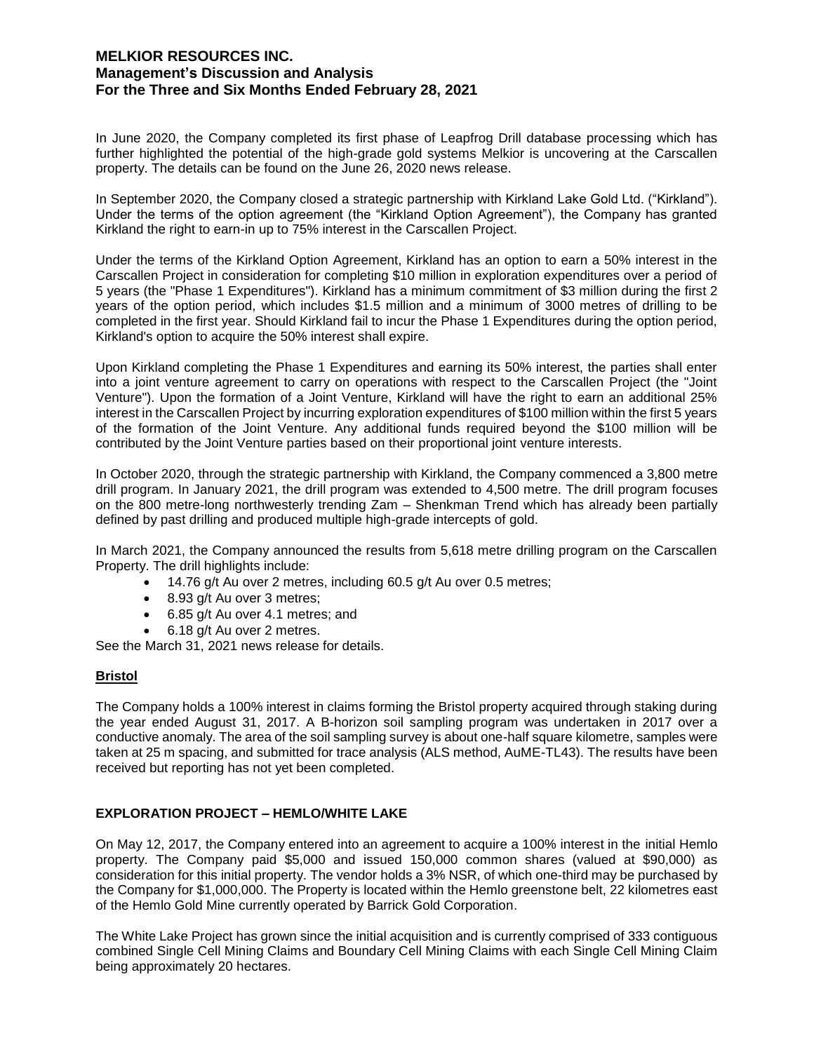In June 2020, the Company completed its first phase of Leapfrog Drill database processing which has further highlighted the potential of the high-grade gold systems Melkior is uncovering at the Carscallen property. The details can be found on the June 26, 2020 news release.

In September 2020, the Company closed a strategic partnership with Kirkland Lake Gold Ltd. ("Kirkland"). Under the terms of the option agreement (the "Kirkland Option Agreement"), the Company has granted Kirkland the right to earn-in up to 75% interest in the Carscallen Project.

Under the terms of the Kirkland Option Agreement, Kirkland has an option to earn a 50% interest in the Carscallen Project in consideration for completing $10 million in exploration expenditures over a period of 5 years (the "Phase 1 Expenditures"). Kirkland has a minimum commitment of $3 million during the first 2 years of the option period, which includes $1.5 million and a minimum of 3000 metres of drilling to be completed in the first year. Should Kirkland fail to incur the Phase 1 Expenditures during the option period, Kirkland's option to acquire the 50% interest shall expire.

Upon Kirkland completing the Phase 1 Expenditures and earning its 50% interest, the parties shall enter into a joint venture agreement to carry on operations with respect to the Carscallen Project (the "Joint Venture"). Upon the formation of a Joint Venture, Kirkland will have the right to earn an additional 25% interest in the Carscallen Project by incurring exploration expenditures of $100 million within the first 5 years of the formation of the Joint Venture. Any additional funds required beyond the $100 million will be contributed by the Joint Venture parties based on their proportional joint venture interests.

In October 2020, through the strategic partnership with Kirkland, the Company commenced a 3,800 metre drill program. In January 2021, the drill program was extended to 4,500 metre. The drill program focuses on the 800 metre-long northwesterly trending Zam – Shenkman Trend which has already been partially defined by past drilling and produced multiple high-grade intercepts of gold.

In March 2021, the Company announced the results from 5,618 metre drilling program on the Carscallen Property. The drill highlights include:

- 14.76 g/t Au over 2 metres, including 60.5 g/t Au over 0.5 metres;
- 8.93 g/t Au over 3 metres;
- 6.85 g/t Au over 4.1 metres; and
- 6.18 g/t Au over 2 metres.

See the March 31, 2021 news release for details.

## Bristol

The Company holds a 100% interest in claims forming the Bristol property acquired through staking during the year ended August 31, 2017. A B-horizon soil sampling program was undertaken in 2017 over a conductive anomaly. The area of the soil sampling survey is about one-half square kilometre, samples were taken at 25 m spacing, and submitted for trace analysis (ALS method, AuME-TL43). The results have been received but reporting has not yet been completed.

## EXPLORATION PROJECT – HEMLO/WHITE LAKE

On May 12, 2017, the Company entered into an agreement to acquire a 100% interest in the initial Hemlo property. The Company paid $5,000 and issued 150,000 common shares (valued at $90,000) as consideration for this initial property. The vendor holds a 3% NSR, of which one-third may be purchased by the Company for $1,000,000. The Property is located within the Hemlo greenstone belt, 22 kilometres east of the Hemlo Gold Mine currently operated by Barrick Gold Corporation.

The White Lake Project has grown since the initial acquisition and is currently comprised of 333 contiguous combined Single Cell Mining Claims and Boundary Cell Mining Claims with each Single Cell Mining Claim being approximately 20 hectares.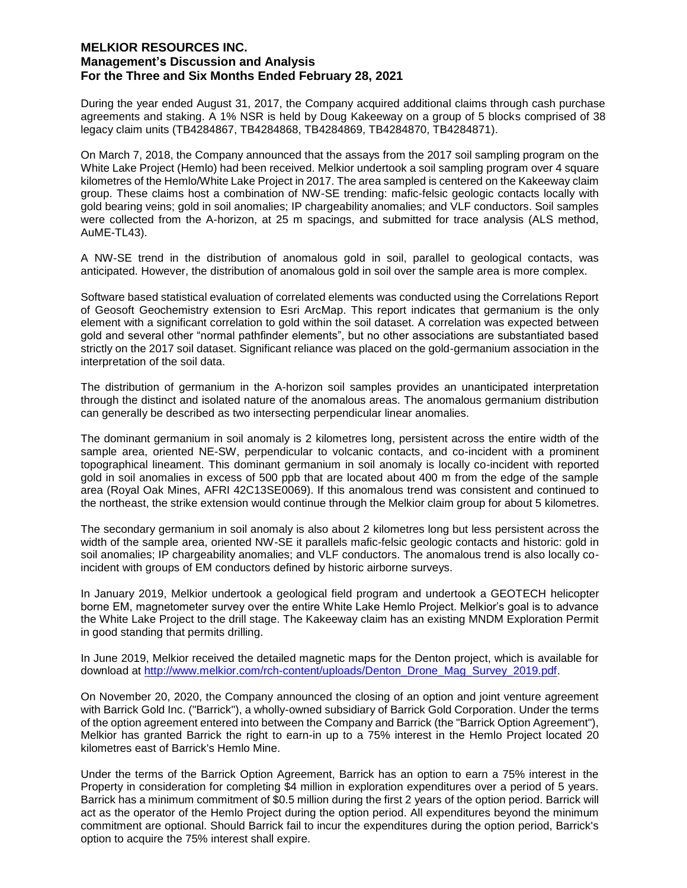During the year ended August 31, 2017, the Company acquired additional claims through cash purchase agreements and staking. A 1% NSR is held by Doug Kakeeway on a group of 5 blocks comprised of 38 legacy claim units (TB4284867, TB4284868, TB4284869, TB4284870, TB4284871).

On March 7, 2018, the Company announced that the assays from the 2017 soil sampling program on the White Lake Project (Hemlo) had been received. Melkior undertook a soil sampling program over 4 square kilometres of the Hemlo/White Lake Project in 2017. The area sampled is centered on the Kakeeway claim group. These claims host a combination of NW-SE trending: mafic-felsic geologic contacts locally with gold bearing veins; gold in soil anomalies; IP chargeability anomalies; and VLF conductors. Soil samples were collected from the A-horizon, at 25 m spacings, and submitted for trace analysis (ALS method, AuME-TL43).

A NW-SE trend in the distribution of anomalous gold in soil, parallel to geological contacts, was anticipated. However, the distribution of anomalous gold in soil over the sample area is more complex.

Software based statistical evaluation of correlated elements was conducted using the Correlations Report of Geosoft Geochemistry extension to Esri ArcMap. This report indicates that germanium is the only element with a significant correlation to gold within the soil dataset. A correlation was expected between gold and several other "normal pathfinder elements", but no other associations are substantiated based strictly on the 2017 soil dataset. Significant reliance was placed on the gold-germanium association in the interpretation of the soil data.

The distribution of germanium in the A-horizon soil samples provides an unanticipated interpretation through the distinct and isolated nature of the anomalous areas. The anomalous germanium distribution can generally be described as two intersecting perpendicular linear anomalies.

The dominant germanium in soil anomaly is 2 kilometres long, persistent across the entire width of the sample area, oriented NE-SW, perpendicular to volcanic contacts, and co-incident with a prominent topographical lineament. This dominant germanium in soil anomaly is locally co-incident with reported gold in soil anomalies in excess of 500 ppb that are located about 400 m from the edge of the sample area (Royal Oak Mines, AFRI 42C13SE0069). If this anomalous trend was consistent and continued to the northeast, the strike extension would continue through the Melkior claim group for about 5 kilometres.

The secondary germanium in soil anomaly is also about 2 kilometres long but less persistent across the width of the sample area, oriented NW-SE it parallels mafic-felsic geologic contacts and historic: gold in soil anomalies; IP chargeability anomalies; and VLF conductors. The anomalous trend is also locally co-incident with groups of EM conductors defined by historic airborne surveys.

In January 2019, Melkior undertook a geological field program and undertook a GEOTECH helicopter borne EM, magnetometer survey over the entire White Lake Hemlo Project. Melkior's goal is to advance the White Lake Project to the drill stage. The Kakeeway claim has an existing MNDM Exploration Permit in good standing that permits drilling.

In June 2019, Melkior received the detailed magnetic maps for the Denton project, which is available for download at http://www.melkior.com/rch-content/uploads/Denton_Drone_Mag_Survey_2019.pdf.

On November 20, 2020, the Company announced the closing of an option and joint venture agreement with Barrick Gold Inc. ("Barrick"), a wholly-owned subsidiary of Barrick Gold Corporation. Under the terms of the option agreement entered into between the Company and Barrick (the "Barrick Option Agreement"), Melkior has granted Barrick the right to earn-in up to a 75% interest in the Hemlo Project located 20 kilometres east of Barrick's Hemlo Mine.

Under the terms of the Barrick Option Agreement, Barrick has an option to earn a 75% interest in the Property in consideration for completing $4 million in exploration expenditures over a period of 5 years. Barrick has a minimum commitment of $0.5 million during the first 2 years of the option period. Barrick will act as the operator of the Hemlo Project during the option period. All expenditures beyond the minimum commitment are optional. Should Barrick fail to incur the expenditures during the option period, Barrick's option to acquire the 75% interest shall expire.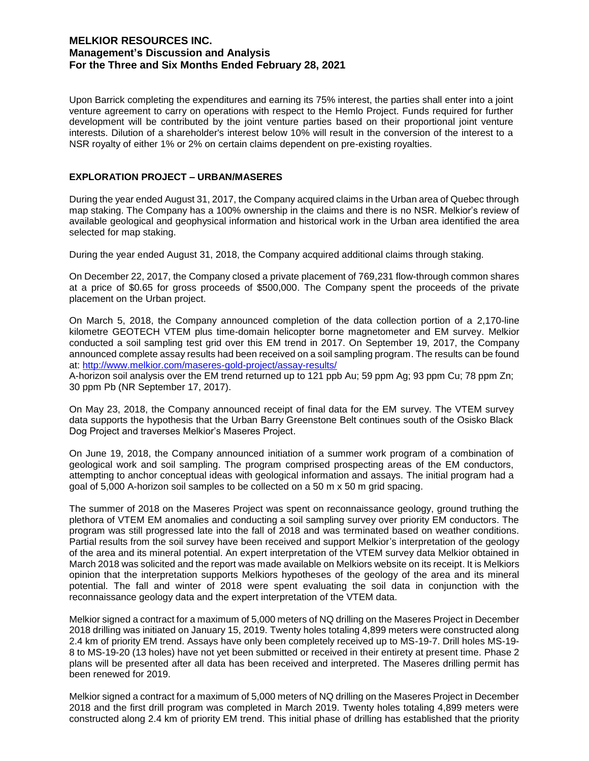Upon Barrick completing the expenditures and earning its 75% interest, the parties shall enter into a joint venture agreement to carry on operations with respect to the Hemlo Project. Funds required for further development will be contributed by the joint venture parties based on their proportional joint venture interests. Dilution of a shareholder's interest below 10% will result in the conversion of the interest to a NSR royalty of either 1% or 2% on certain claims dependent on pre-existing royalties.

## EXPLORATION PROJECT – URBAN/MASERES

During the year ended August 31, 2017, the Company acquired claims in the Urban area of Quebec through map staking. The Company has a 100% ownership in the claims and there is no NSR. Melkior's review of available geological and geophysical information and historical work in the Urban area identified the area selected for map staking.

During the year ended August 31, 2018, the Company acquired additional claims through staking.

On December 22, 2017, the Company closed a private placement of 769,231 flow-through common shares at a price of $0.65 for gross proceeds of $500,000. The Company spent the proceeds of the private placement on the Urban project.

On March 5, 2018, the Company announced completion of the data collection portion of a 2,170-line kilometre GEOTECH VTEM plus time-domain helicopter borne magnetometer and EM survey. Melkior conducted a soil sampling test grid over this EM trend in 2017. On September 19, 2017, the Company announced complete assay results had been received on a soil sampling program. The results can be found at: http://www.melkior.com/maseres-gold-project/assay-results/

A-horizon soil analysis over the EM trend returned up to 121 ppb Au; 59 ppm Ag; 93 ppm Cu; 78 ppm Zn; 30 ppm Pb (NR September 17, 2017).

On May 23, 2018, the Company announced receipt of final data for the EM survey. The VTEM survey data supports the hypothesis that the Urban Barry Greenstone Belt continues south of the Osisko Black Dog Project and traverses Melkior's Maseres Project.

On June 19, 2018, the Company announced initiation of a summer work program of a combination of geological work and soil sampling. The program comprised prospecting areas of the EM conductors, attempting to anchor conceptual ideas with geological information and assays. The initial program had a goal of 5,000 A-horizon soil samples to be collected on a 50 m x 50 m grid spacing.

The summer of 2018 on the Maseres Project was spent on reconnaissance geology, ground truthing the plethora of VTEM EM anomalies and conducting a soil sampling survey over priority EM conductors. The program was still progressed late into the fall of 2018 and was terminated based on weather conditions. Partial results from the soil survey have been received and support Melkior's interpretation of the geology of the area and its mineral potential. An expert interpretation of the VTEM survey data Melkior obtained in March 2018 was solicited and the report was made available on Melkiors website on its receipt. It is Melkiors opinion that the interpretation supports Melkiors hypotheses of the geology of the area and its mineral potential. The fall and winter of 2018 were spent evaluating the soil data in conjunction with the reconnaissance geology data and the expert interpretation of the VTEM data.

Melkior signed a contract for a maximum of 5,000 meters of NQ drilling on the Maseres Project in December 2018 drilling was initiated on January 15, 2019. Twenty holes totaling 4,899 meters were constructed along 2.4 km of priority EM trend. Assays have only been completely received up to MS-19-7. Drill holes MS-19-8 to MS-19-20 (13 holes) have not yet been submitted or received in their entirety at present time. Phase 2 plans will be presented after all data has been received and interpreted. The Maseres drilling permit has been renewed for 2019.

Melkior signed a contract for a maximum of 5,000 meters of NQ drilling on the Maseres Project in December 2018 and the first drill program was completed in March 2019. Twenty holes totaling 4,899 meters were constructed along 2.4 km of priority EM trend. This initial phase of drilling has established that the priority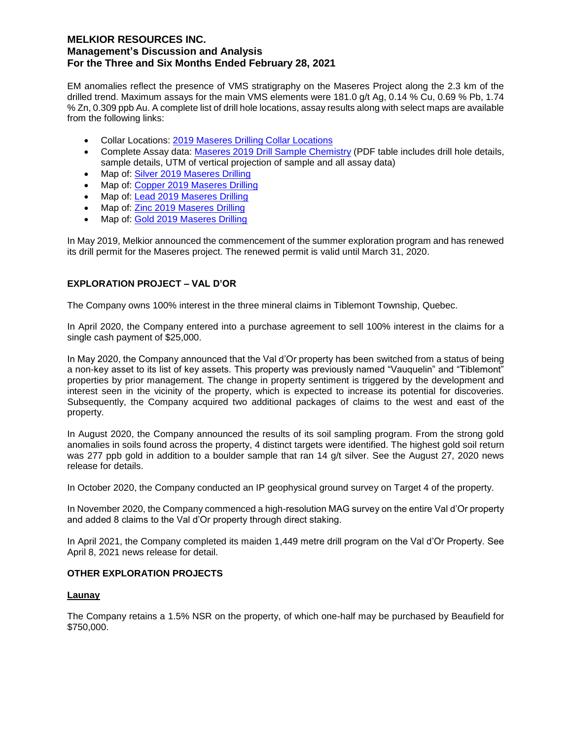EM anomalies reflect the presence of VMS stratigraphy on the Maseres Project along the 2.3 km of the drilled trend. Maximum assays for the main VMS elements were 181.0 g/t Ag, 0.14 % Cu, 0.69 % Pb, 1.74 % Zn, 0.309 ppb Au. A complete list of drill hole locations, assay results along with select maps are available from the following links:

- Collar Locations: 2019 Maseres Drilling Collar Locations
- Complete Assay data: Maseres 2019 Drill Sample Chemistry (PDF table includes drill hole details, sample details, UTM of vertical projection of sample and all assay data)
- Map of: Silver 2019 Maseres Drilling
- Map of: Copper 2019 Maseres Drilling
- Map of: Lead 2019 Maseres Drilling
- Map of: Zinc 2019 Maseres Drilling
- Map of: Gold 2019 Maseres Drilling

In May 2019, Melkior announced the commencement of the summer exploration program and has renewed its drill permit for the Maseres project. The renewed permit is valid until March 31, 2020.

## EXPLORATION PROJECT – VAL D'OR

The Company owns 100% interest in the three mineral claims in Tiblemont Township, Quebec.

In April 2020, the Company entered into a purchase agreement to sell 100% interest in the claims for a single cash payment of $25,000.

In May 2020, the Company announced that the Val d'Or property has been switched from a status of being a non-key asset to its list of key assets. This property was previously named "Vauquelin" and "Tiblemont" properties by prior management. The change in property sentiment is triggered by the development and interest seen in the vicinity of the property, which is expected to increase its potential for discoveries. Subsequently, the Company acquired two additional packages of claims to the west and east of the property.

In August 2020, the Company announced the results of its soil sampling program. From the strong gold anomalies in soils found across the property, 4 distinct targets were identified. The highest gold soil return was 277 ppb gold in addition to a boulder sample that ran 14 g/t silver. See the August 27, 2020 news release for details.

In October 2020, the Company conducted an IP geophysical ground survey on Target 4 of the property.

In November 2020, the Company commenced a high-resolution MAG survey on the entire Val d'Or property and added 8 claims to the Val d'Or property through direct staking.

In April 2021, the Company completed its maiden 1,449 metre drill program on the Val d'Or Property. See April 8, 2021 news release for detail.

## OTHER EXPLORATION PROJECTS

### Launay

The Company retains a 1.5% NSR on the property, of which one-half may be purchased by Beaufield for $750,000.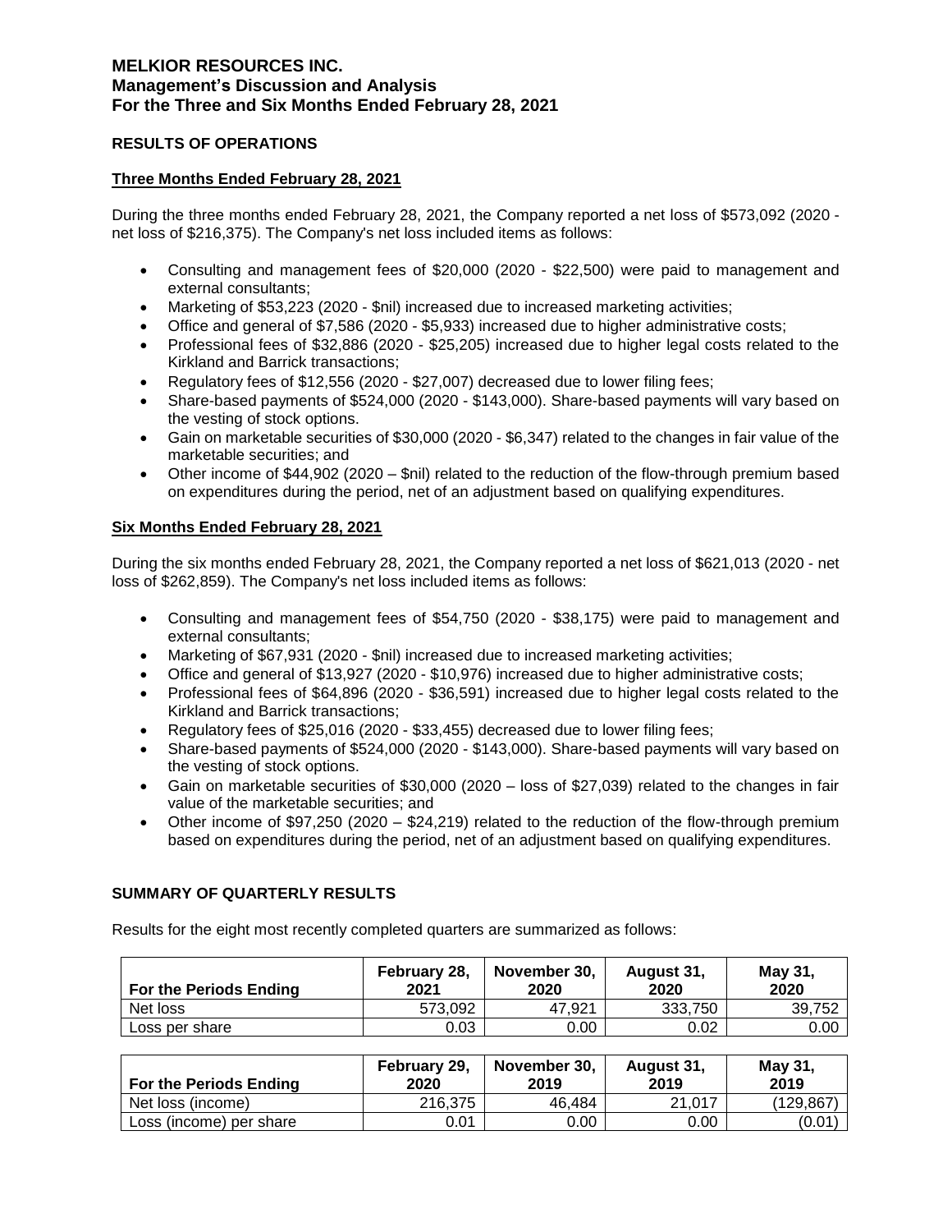## RESULTS OF OPERATIONS

### Three Months Ended February 28, 2021

During the three months ended February 28, 2021, the Company reported a net loss of $573,092 (2020 - net loss of $216,375). The Company's net loss included items as follows:

- Consulting and management fees of $20,000 (2020 - $22,500) were paid to management and external consultants;
- Marketing of $53,223 (2020 - $nil) increased due to increased marketing activities;
- Office and general of $7,586 (2020 - $5,933) increased due to higher administrative costs;
- Professional fees of $32,886 (2020 - $25,205) increased due to higher legal costs related to the Kirkland and Barrick transactions;
- Regulatory fees of $12,556 (2020 - $27,007) decreased due to lower filing fees;
- Share-based payments of $524,000 (2020 - $143,000). Share-based payments will vary based on the vesting of stock options.
- Gain on marketable securities of $30,000 (2020 - $6,347) related to the changes in fair value of the marketable securities; and
- Other income of $44,902 (2020 – $nil) related to the reduction of the flow-through premium based on expenditures during the period, net of an adjustment based on qualifying expenditures.

### Six Months Ended February 28, 2021

During the six months ended February 28, 2021, the Company reported a net loss of $621,013 (2020 - net loss of $262,859). The Company's net loss included items as follows:

- Consulting and management fees of $54,750 (2020 - $38,175) were paid to management and external consultants;
- Marketing of $67,931 (2020 - $nil) increased due to increased marketing activities;
- Office and general of $13,927 (2020 - $10,976) increased due to higher administrative costs;
- Professional fees of $64,896 (2020 - $36,591) increased due to higher legal costs related to the Kirkland and Barrick transactions;
- Regulatory fees of $25,016 (2020 - $33,455) decreased due to lower filing fees;
- Share-based payments of $524,000 (2020 - $143,000). Share-based payments will vary based on the vesting of stock options.
- Gain on marketable securities of $30,000 (2020 – loss of $27,039) related to the changes in fair value of the marketable securities; and
- Other income of $97,250 (2020 – $24,219) related to the reduction of the flow-through premium based on expenditures during the period, net of an adjustment based on qualifying expenditures.

## SUMMARY OF QUARTERLY RESULTS

Results for the eight most recently completed quarters are summarized as follows:

| For the Periods Ending | February 28, 2021 | November 30, 2020 | August 31, 2020 | May 31, 2020 |
|---|---|---|---|---|
| Net loss | 573,092 | 47,921 | 333,750 | 39,752 |
| Loss per share | 0.03 | 0.00 | 0.02 | 0.00 |

| For the Periods Ending | February 29, 2020 | November 30, 2019 | August 31, 2019 | May 31, 2019 |
|---|---|---|---|---|
| Net loss (income) | 216,375 | 46,484 | 21,017 | (129,867) |
| Loss (income) per share | 0.01 | 0.00 | 0.00 | (0.01) |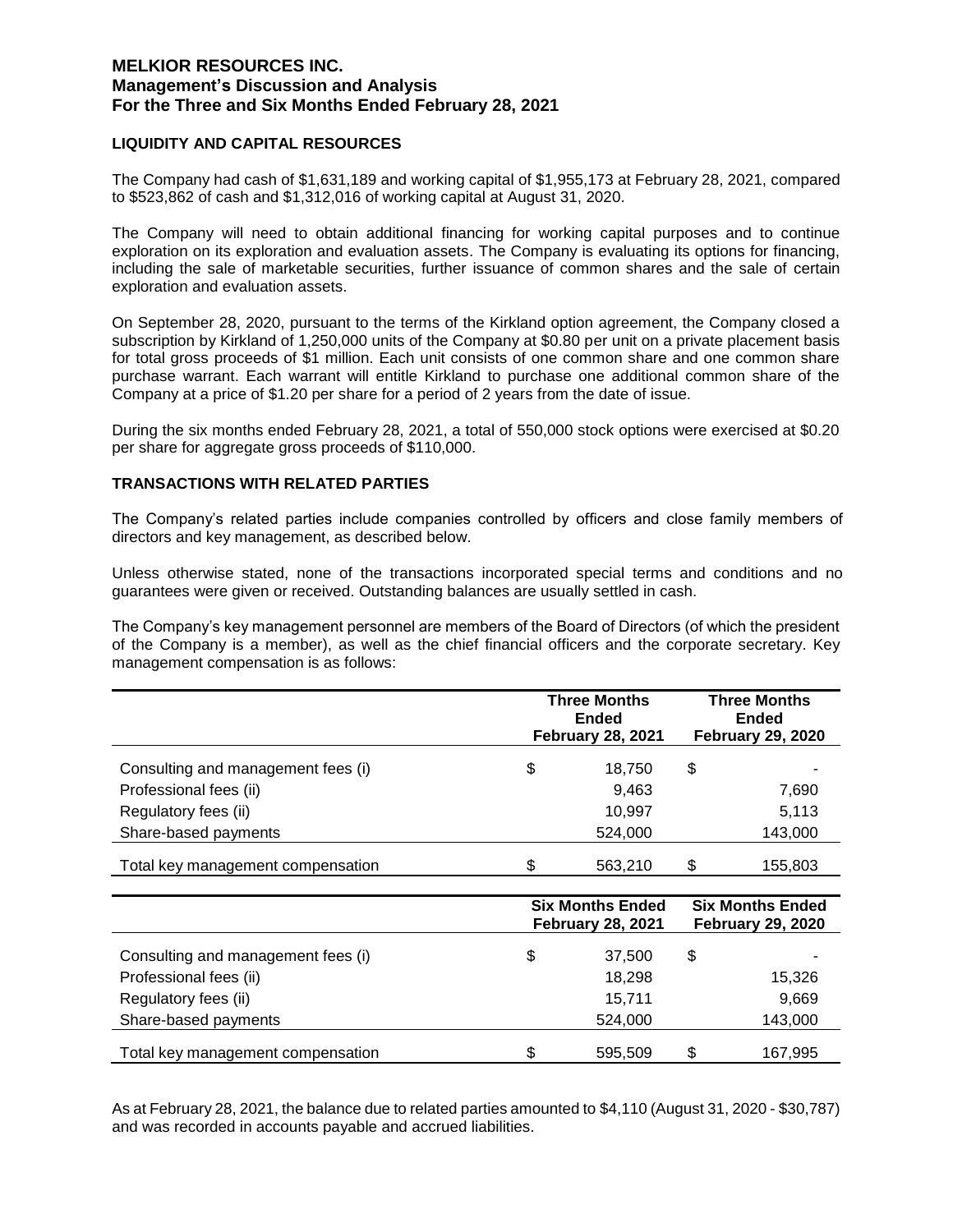## LIQUIDITY AND CAPITAL RESOURCES

The Company had cash of $1,631,189 and working capital of $1,955,173 at February 28, 2021, compared to $523,862 of cash and $1,312,016 of working capital at August 31, 2020.

The Company will need to obtain additional financing for working capital purposes and to continue exploration on its exploration and evaluation assets. The Company is evaluating its options for financing, including the sale of marketable securities, further issuance of common shares and the sale of certain exploration and evaluation assets.

On September 28, 2020, pursuant to the terms of the Kirkland option agreement, the Company closed a subscription by Kirkland of 1,250,000 units of the Company at $0.80 per unit on a private placement basis for total gross proceeds of $1 million. Each unit consists of one common share and one common share purchase warrant. Each warrant will entitle Kirkland to purchase one additional common share of the Company at a price of $1.20 per share for a period of 2 years from the date of issue.

During the six months ended February 28, 2021, a total of 550,000 stock options were exercised at $0.20 per share for aggregate gross proceeds of $110,000.

## TRANSACTIONS WITH RELATED PARTIES

The Company's related parties include companies controlled by officers and close family members of directors and key management, as described below.

Unless otherwise stated, none of the transactions incorporated special terms and conditions and no guarantees were given or received. Outstanding balances are usually settled in cash.

The Company's key management personnel are members of the Board of Directors (of which the president of the Company is a member), as well as the chief financial officers and the corporate secretary. Key management compensation is as follows:

| | Three Months Ended February 28, 2021 | Three Months Ended February 29, 2020 |
|---|---|---|
| Consulting and management fees (i) | $ 18,750 | $ - |
| Professional fees (ii) | 9,463 | 7,690 |
| Regulatory fees (ii) | 10,997 | 5,113 |
| Share-based payments | 524,000 | 143,000 |
| Total key management compensation | $ 563,210 | $ 155,803 |

| | Six Months Ended February 28, 2021 | Six Months Ended February 29, 2020 |
|---|---|---|
| Consulting and management fees (i) | $ 37,500 | $ - |
| Professional fees (ii) | 18,298 | 15,326 |
| Regulatory fees (ii) | 15,711 | 9,669 |
| Share-based payments | 524,000 | 143,000 |
| Total key management compensation | $ 595,509 | $ 167,995 |

As at February 28, 2021, the balance due to related parties amounted to $4,110 (August 31, 2020 - $30,787) and was recorded in accounts payable and accrued liabilities.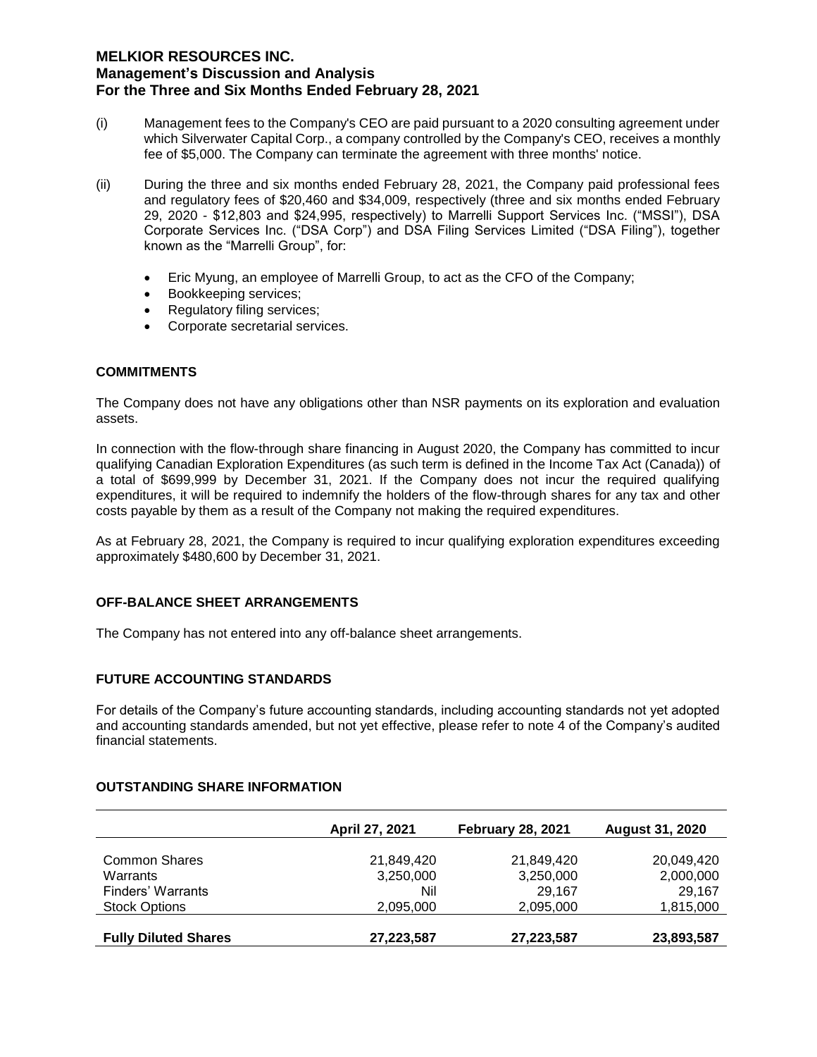(i) Management fees to the Company's CEO are paid pursuant to a 2020 consulting agreement under which Silverwater Capital Corp., a company controlled by the Company's CEO, receives a monthly fee of $5,000. The Company can terminate the agreement with three months' notice.

(ii) During the three and six months ended February 28, 2021, the Company paid professional fees and regulatory fees of $20,460 and $34,009, respectively (three and six months ended February 29, 2020 - $12,803 and $24,995, respectively) to Marrelli Support Services Inc. ("MSSI"), DSA Corporate Services Inc. ("DSA Corp") and DSA Filing Services Limited ("DSA Filing"), together known as the "Marrelli Group", for:

- Eric Myung, an employee of Marrelli Group, to act as the CFO of the Company;
- Bookkeeping services;
- Regulatory filing services;
- Corporate secretarial services.

## COMMITMENTS

The Company does not have any obligations other than NSR payments on its exploration and evaluation assets.

In connection with the flow-through share financing in August 2020, the Company has committed to incur qualifying Canadian Exploration Expenditures (as such term is defined in the Income Tax Act (Canada)) of a total of $699,999 by December 31, 2021. If the Company does not incur the required qualifying expenditures, it will be required to indemnify the holders of the flow-through shares for any tax and other costs payable by them as a result of the Company not making the required expenditures.

As at February 28, 2021, the Company is required to incur qualifying exploration expenditures exceeding approximately $480,600 by December 31, 2021.

## OFF-BALANCE SHEET ARRANGEMENTS

The Company has not entered into any off-balance sheet arrangements.

## FUTURE ACCOUNTING STANDARDS

For details of the Company's future accounting standards, including accounting standards not yet adopted and accounting standards amended, but not yet effective, please refer to note 4 of the Company's audited financial statements.

## OUTSTANDING SHARE INFORMATION

| | April 27, 2021 | February 28, 2021 | August 31, 2020 |
|---|---|---|---|
| Common Shares | 21,849,420 | 21,849,420 | 20,049,420 |
| Warrants | 3,250,000 | 3,250,000 | 2,000,000 |
| Finders' Warrants | Nil | 29,167 | 29,167 |
| Stock Options | 2,095,000 | 2,095,000 | 1,815,000 |
| **Fully Diluted Shares** | **27,223,587** | **27,223,587** | **23,893,587** |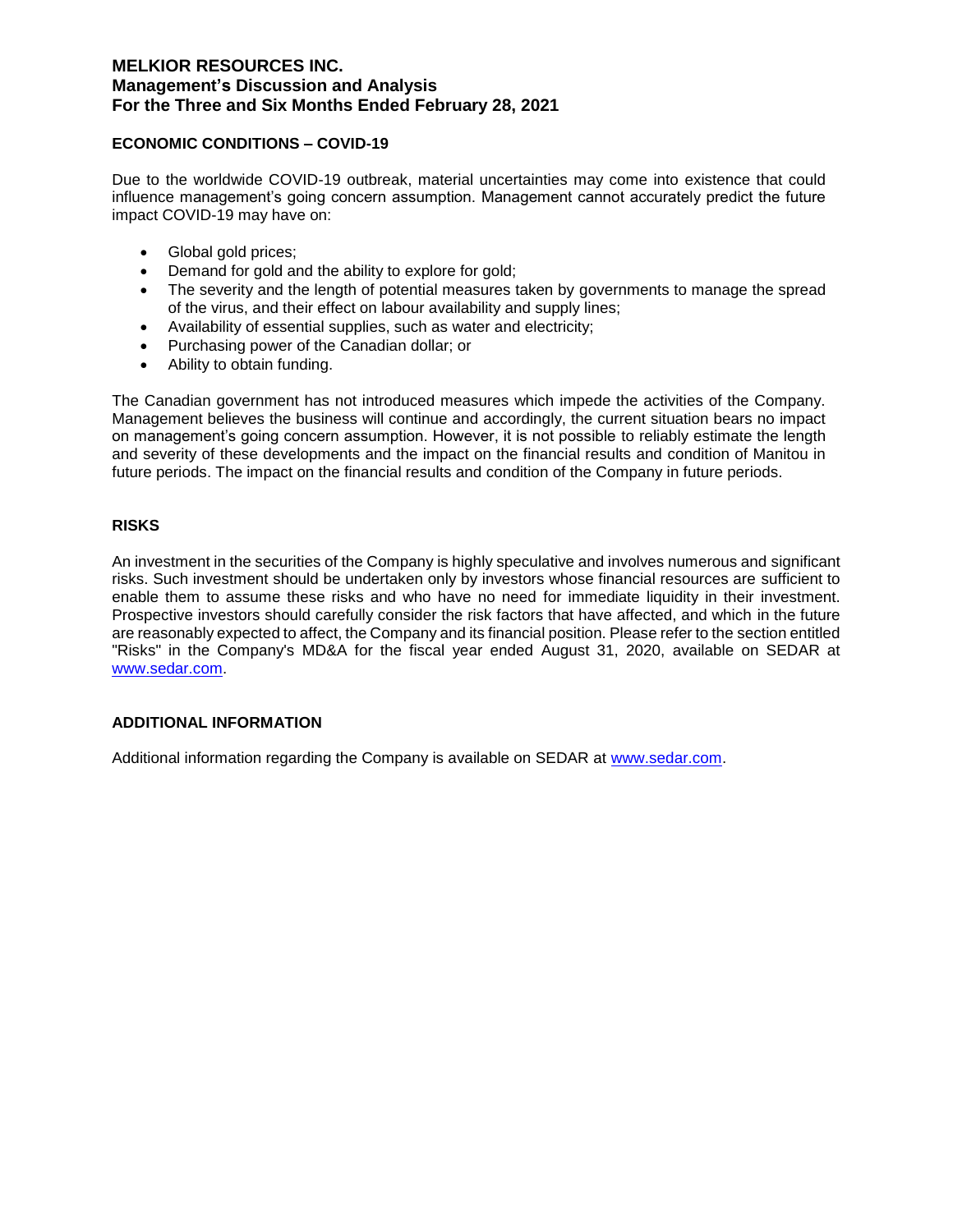### ECONOMIC CONDITIONS – COVID-19

Due to the worldwide COVID-19 outbreak, material uncertainties may come into existence that could influence management's going concern assumption. Management cannot accurately predict the future impact COVID-19 may have on:

- Global gold prices;
- Demand for gold and the ability to explore for gold;
- The severity and the length of potential measures taken by governments to manage the spread of the virus, and their effect on labour availability and supply lines;
- Availability of essential supplies, such as water and electricity;
- Purchasing power of the Canadian dollar; or
- Ability to obtain funding.

The Canadian government has not introduced measures which impede the activities of the Company. Management believes the business will continue and accordingly, the current situation bears no impact on management's going concern assumption. However, it is not possible to reliably estimate the length and severity of these developments and the impact on the financial results and condition of Manitou in future periods. The impact on the financial results and condition of the Company in future periods.

### RISKS

An investment in the securities of the Company is highly speculative and involves numerous and significant risks. Such investment should be undertaken only by investors whose financial resources are sufficient to enable them to assume these risks and who have no need for immediate liquidity in their investment. Prospective investors should carefully consider the risk factors that have affected, and which in the future are reasonably expected to affect, the Company and its financial position. Please refer to the section entitled "Risks" in the Company's MD&A for the fiscal year ended August 31, 2020, available on SEDAR at www.sedar.com.

### ADDITIONAL INFORMATION

Additional information regarding the Company is available on SEDAR at www.sedar.com.